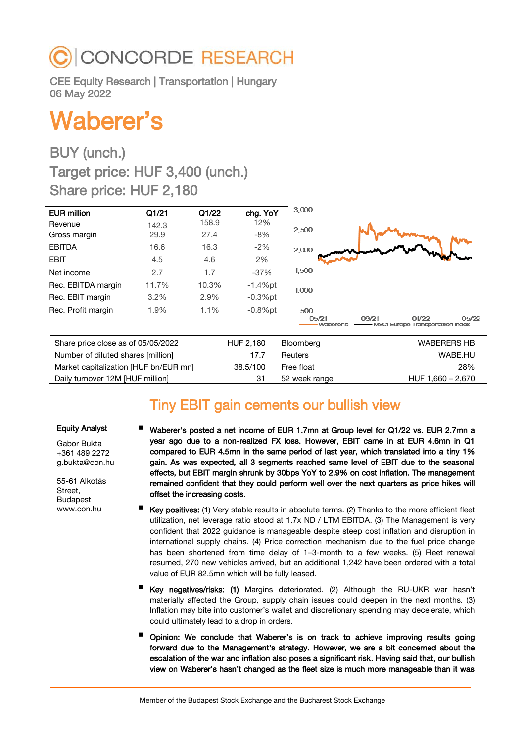# CONCORDE RESEARCH

CEE Equity Research | Transportation | Hungary
06 May 2022

# Waberer's

## BUY (unch.)

## Target price: HUF 3,400 (unch.)

## Share price: HUF 2,180

| EUR million | Q1/21 | Q1/22 | chg. YoY |
|---|---|---|---|
| Revenue | 142.3 | 158.9 | 12% |
| Gross margin | 29.9 | 27.4 | -8% |
| EBITDA | 16.6 | 16.3 | -2% |
| EBIT | 4.5 | 4.6 | 2% |
| Net income | 2.7 | 1.7 | -37% |
| Rec. EBITDA margin | 11.7% | 10.3% | -1.4%pt |
| Rec. EBIT margin | 3.2% | 2.9% | -0.3%pt |
| Rec. Profit margin | 1.9% | 1.1% | -0.8%pt |

| | | | |
|---|---|---|---|
| Share price close as of 05/05/2022 | HUF 2,180 | Bloomberg | WABERERS HB |
| Number of diluted shares [million] | 17.7 | Reuters | WABE.HU |
| Market capitalization [HUF bn/EUR mn] | 38.5/100 | Free float | 28% |
| Daily turnover 12M [HUF million] | 31 | 52 week range | HUF 1,660 – 2,670 |

## Tiny EBIT gain cements our bullish view

**Equity Analyst**

Gabor Bukta
+361 489 2272
g.bukta@con.hu

55-61 Alkotás Street, Budapest
www.con.hu

- **Waberer's posted a net income of EUR 1.7mn at Group level for Q1/22 vs. EUR 2.7mn a year ago due to a non-realized FX loss. However, EBIT came in at EUR 4.6mn in Q1 compared to EUR 4.5mn in the same period of last year, which translated into a tiny 1% gain. As was expected, all 3 segments reached same level of EBIT due to the seasonal effects, but EBIT margin shrunk by 30bps YoY to 2.9% on cost inflation. The management remained confident that they could perform well over the next quarters as price hikes will offset the increasing costs.**
- **Key positives:** (1) Very stable results in absolute terms. (2) Thanks to the more efficient fleet utilization, net leverage ratio stood at 1.7x ND / LTM EBITDA. (3) The Management is very confident that 2022 guidance is manageable despite steep cost inflation and disruption in international supply chains. (4) Price correction mechanism due to the fuel price change has been shortened from time delay of 1–3-month to a few weeks. (5) Fleet renewal resumed, 270 new vehicles arrived, but an additional 1,242 have been ordered with a total value of EUR 82.5mn which will be fully leased.
- **Key negatives/risks: (1)** Margins deteriorated. (2) Although the RU-UKR war hasn't materially affected the Group, supply chain issues could deepen in the next months. (3) Inflation may bite into customer's wallet and discretionary spending may decelerate, which could ultimately lead to a drop in orders.
- **Opinion: We conclude that Waberer's is on track to achieve improving results going forward due to the Management's strategy. However, we are a bit concerned about the escalation of the war and inflation also poses a significant risk. Having said that, our bullish view on Waberer's hasn't changed as the fleet size is much more manageable than it was**

Member of the Budapest Stock Exchange and the Bucharest Stock Exchange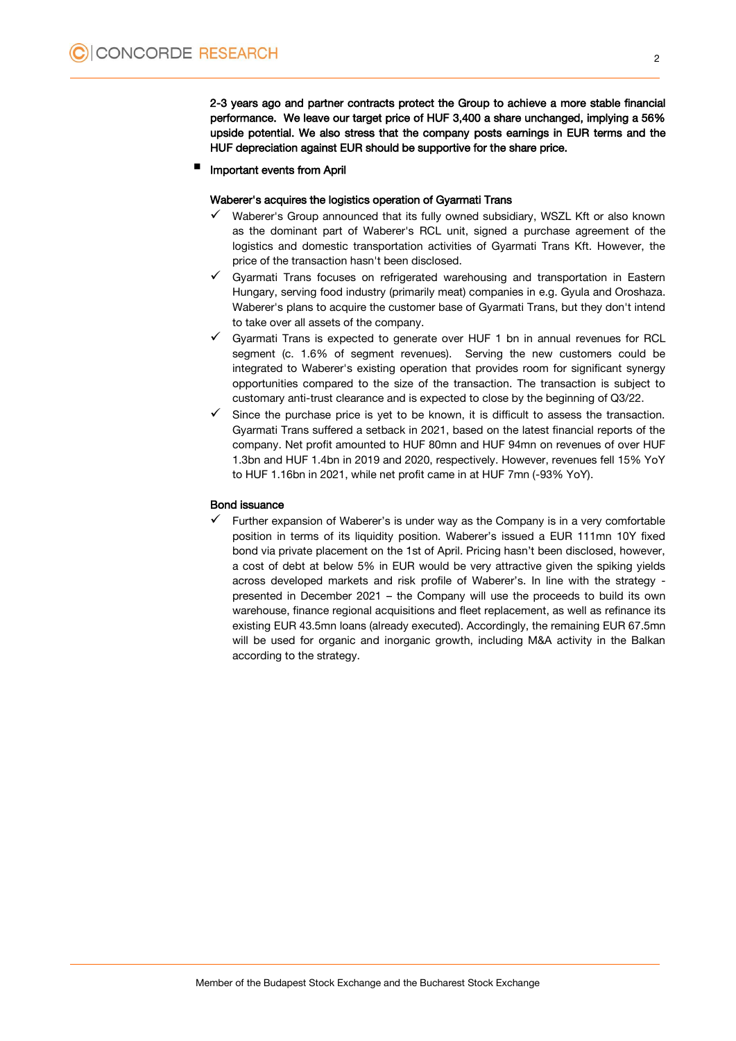**2-3 years ago and partner contracts protect the Group to achieve a more stable financial performance. We leave our target price of HUF 3,400 a share unchanged, implying a 56% upside potential. We also stress that the company posts earnings in EUR terms and the HUF depreciation against EUR should be supportive for the share price.**

- Important events from April

**Waberer's acquires the logistics operation of Gyarmati Trans**

- ✓ Waberer's Group announced that its fully owned subsidiary, WSZL Kft or also known as the dominant part of Waberer's RCL unit, signed a purchase agreement of the logistics and domestic transportation activities of Gyarmati Trans Kft. However, the price of the transaction hasn't been disclosed.
- ✓ Gyarmati Trans focuses on refrigerated warehousing and transportation in Eastern Hungary, serving food industry (primarily meat) companies in e.g. Gyula and Oroshaza. Waberer's plans to acquire the customer base of Gyarmati Trans, but they don't intend to take over all assets of the company.
- ✓ Gyarmati Trans is expected to generate over HUF 1 bn in annual revenues for RCL segment (c. 1.6% of segment revenues). Serving the new customers could be integrated to Waberer's existing operation that provides room for significant synergy opportunities compared to the size of the transaction. The transaction is subject to customary anti-trust clearance and is expected to close by the beginning of Q3/22.
- ✓ Since the purchase price is yet to be known, it is difficult to assess the transaction. Gyarmati Trans suffered a setback in 2021, based on the latest financial reports of the company. Net profit amounted to HUF 80mn and HUF 94mn on revenues of over HUF 1.3bn and HUF 1.4bn in 2019 and 2020, respectively. However, revenues fell 15% YoY to HUF 1.16bn in 2021, while net profit came in at HUF 7mn (-93% YoY).

**Bond issuance**

- ✓ Further expansion of Waberer's is under way as the Company is in a very comfortable position in terms of its liquidity position. Waberer's issued a EUR 111mn 10Y fixed bond via private placement on the 1st of April. Pricing hasn't been disclosed, however, a cost of debt at below 5% in EUR would be very attractive given the spiking yields across developed markets and risk profile of Waberer's. In line with the strategy - presented in December 2021 – the Company will use the proceeds to build its own warehouse, finance regional acquisitions and fleet replacement, as well as refinance its existing EUR 43.5mn loans (already executed). Accordingly, the remaining EUR 67.5mn will be used for organic and inorganic growth, including M&A activity in the Balkan according to the strategy.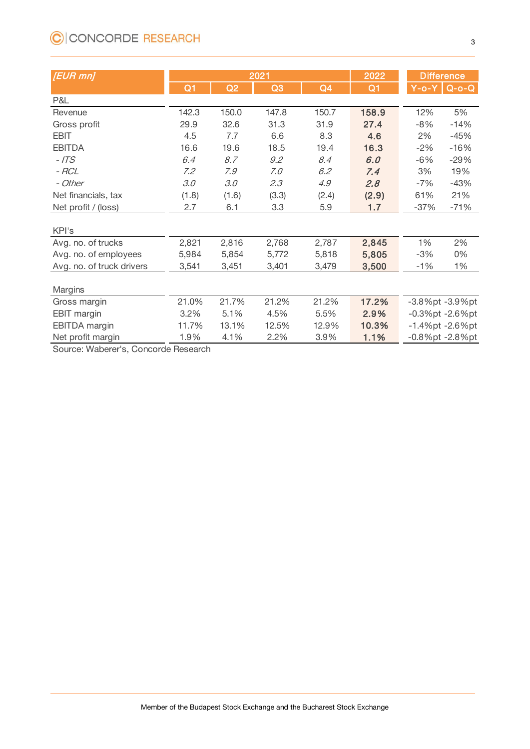| *[EUR mn]* | 2021 | | | | 2022 | Difference | |
|---|---|---|---|---|---|---|---|
| | Q1 | Q2 | Q3 | Q4 | Q1 | Y-o-Y | Q-o-Q |
| P&L | | | | | | | |
| Revenue | 142.3 | 150.0 | 147.8 | 150.7 | **158.9** | 12% | 5% |
| Gross profit | 29.9 | 32.6 | 31.3 | 31.9 | **27.4** | -8% | -14% |
| EBIT | 4.5 | 7.7 | 6.6 | 8.3 | **4.6** | 2% | -45% |
| EBITDA | 16.6 | 19.6 | 18.5 | 19.4 | **16.3** | -2% | -16% |
| *- ITS* | *6.4* | *8.7* | *9.2* | *8.4* | ***6.0*** | -6% | -29% |
| *- RCL* | *7.2* | *7.9* | *7.0* | *6.2* | ***7.4*** | 3% | 19% |
| *- Other* | *3.0* | *3.0* | *2.3* | *4.9* | ***2.8*** | -7% | -43% |
| Net financials, tax | (1.8) | (1.6) | (3.3) | (2.4) | **(2.9)** | 61% | 21% |
| Net profit / (loss) | 2.7 | 6.1 | 3.3 | 5.9 | **1.7** | -37% | -71% |
| | | | | | | | |
| KPI's | | | | | | | |
| Avg. no. of trucks | 2,821 | 2,816 | 2,768 | 2,787 | **2,845** | 1% | 2% |
| Avg. no. of employees | 5,984 | 5,854 | 5,772 | 5,818 | **5,805** | -3% | 0% |
| Avg. no. of truck drivers | 3,541 | 3,451 | 3,401 | 3,479 | **3,500** | -1% | 1% |
| | | | | | | | |
| Margins | | | | | | | |
| Gross margin | 21.0% | 21.7% | 21.2% | 21.2% | **17.2%** | -3.8%pt | -3.9%pt |
| EBIT margin | 3.2% | 5.1% | 4.5% | 5.5% | **2.9%** | -0.3%pt | -2.6%pt |
| EBITDA margin | 11.7% | 13.1% | 12.5% | 12.9% | **10.3%** | -1.4%pt | -2.6%pt |
| Net profit margin | 1.9% | 4.1% | 2.2% | 3.9% | **1.1%** | -0.8%pt | -2.8%pt |

Source: Waberer's, Concorde Research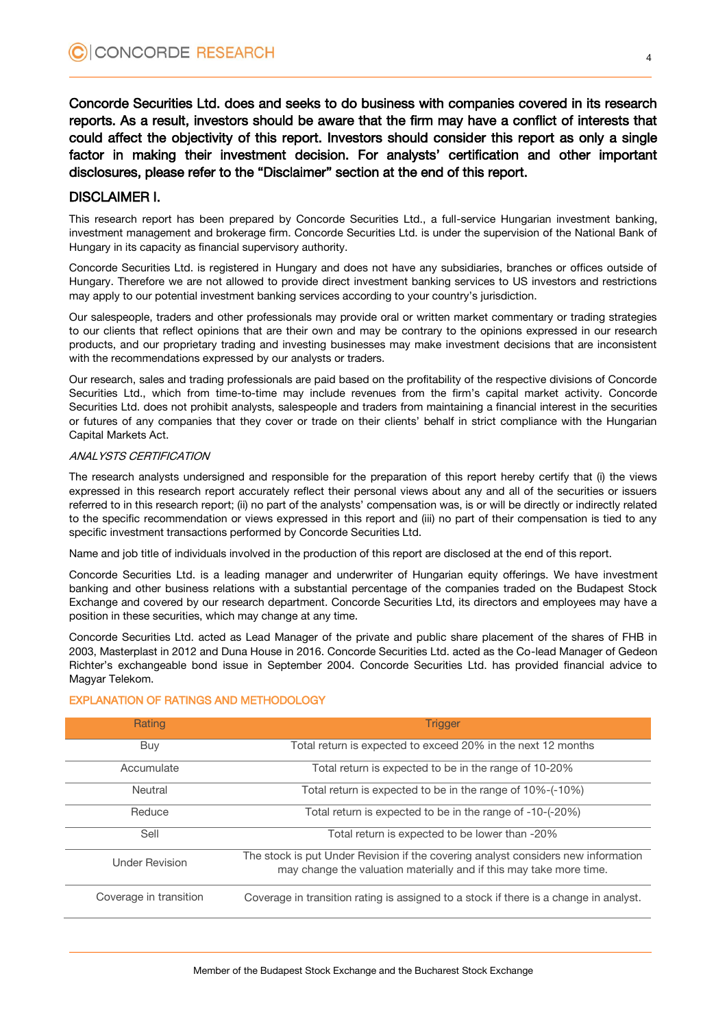**Concorde Securities Ltd. does and seeks to do business with companies covered in its research reports. As a result, investors should be aware that the firm may have a conflict of interests that could affect the objectivity of this report. Investors should consider this report as only a single factor in making their investment decision. For analysts' certification and other important disclosures, please refer to the "Disclaimer" section at the end of this report.**

## DISCLAIMER I.

This research report has been prepared by Concorde Securities Ltd., a full-service Hungarian investment banking, investment management and brokerage firm. Concorde Securities Ltd. is under the supervision of the National Bank of Hungary in its capacity as financial supervisory authority.

Concorde Securities Ltd. is registered in Hungary and does not have any subsidiaries, branches or offices outside of Hungary. Therefore we are not allowed to provide direct investment banking services to US investors and restrictions may apply to our potential investment banking services according to your country's jurisdiction.

Our salespeople, traders and other professionals may provide oral or written market commentary or trading strategies to our clients that reflect opinions that are their own and may be contrary to the opinions expressed in our research products, and our proprietary trading and investing businesses may make investment decisions that are inconsistent with the recommendations expressed by our analysts or traders.

Our research, sales and trading professionals are paid based on the profitability of the respective divisions of Concorde Securities Ltd., which from time-to-time may include revenues from the firm's capital market activity. Concorde Securities Ltd. does not prohibit analysts, salespeople and traders from maintaining a financial interest in the securities or futures of any companies that they cover or trade on their clients' behalf in strict compliance with the Hungarian Capital Markets Act.

*ANALYSTS CERTIFICATION*

The research analysts undersigned and responsible for the preparation of this report hereby certify that (i) the views expressed in this research report accurately reflect their personal views about any and all of the securities or issuers referred to in this research report; (ii) no part of the analysts' compensation was, is or will be directly or indirectly related to the specific recommendation or views expressed in this report and (iii) no part of their compensation is tied to any specific investment transactions performed by Concorde Securities Ltd.

Name and job title of individuals involved in the production of this report are disclosed at the end of this report.

Concorde Securities Ltd. is a leading manager and underwriter of Hungarian equity offerings. We have investment banking and other business relations with a substantial percentage of the companies traded on the Budapest Stock Exchange and covered by our research department. Concorde Securities Ltd, its directors and employees may have a position in these securities, which may change at any time.

Concorde Securities Ltd. acted as Lead Manager of the private and public share placement of the shares of FHB in 2003, Masterplast in 2012 and Duna House in 2016. Concorde Securities Ltd. acted as the Co-lead Manager of Gedeon Richter's exchangeable bond issue in September 2004. Concorde Securities Ltd. has provided financial advice to Magyar Telekom.

### EXPLANATION OF RATINGS AND METHODOLOGY

| Rating | Trigger |
| --- | --- |
| Buy | Total return is expected to exceed 20% in the next 12 months |
| Accumulate | Total return is expected to be in the range of 10-20% |
| Neutral | Total return is expected to be in the range of 10%-(-10%) |
| Reduce | Total return is expected to be in the range of -10-(-20%) |
| Sell | Total return is expected to be lower than -20% |
| Under Revision | The stock is put Under Revision if the covering analyst considers new information may change the valuation materially and if this may take more time. |
| Coverage in transition | Coverage in transition rating is assigned to a stock if there is a change in analyst. |

Member of the Budapest Stock Exchange and the Bucharest Stock Exchange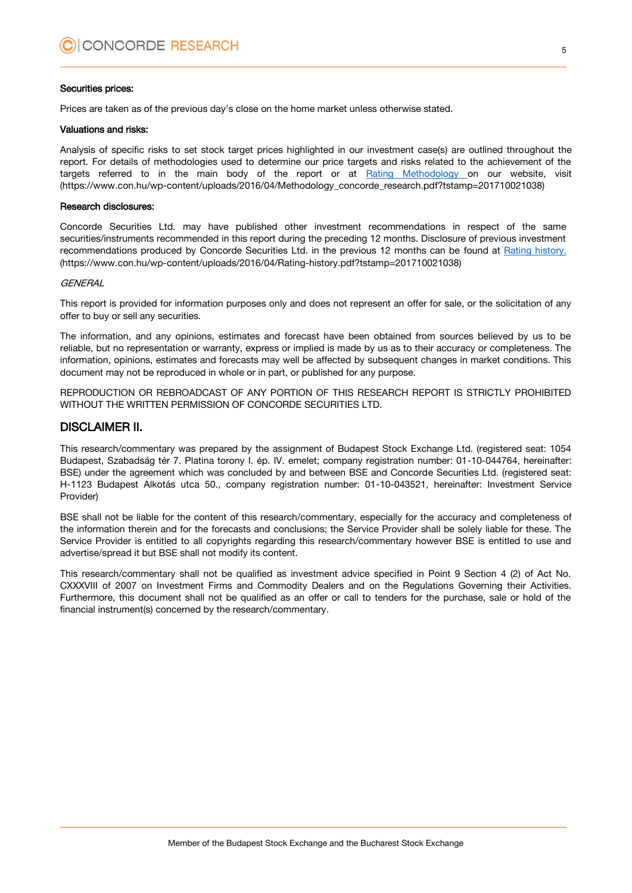**Securities prices:**

Prices are taken as of the previous day's close on the home market unless otherwise stated.

**Valuations and risks:**

Analysis of specific risks to set stock target prices highlighted in our investment case(s) are outlined throughout the report. For details of methodologies used to determine our price targets and risks related to the achievement of the targets referred to in the main body of the report or at [Rating Methodology](https://www.con.hu/wp-content/uploads/2016/04/Methodology_concorde_research.pdf?tstamp=201710021038) on our website, visit (https://www.con.hu/wp-content/uploads/2016/04/Methodology_concorde_research.pdf?tstamp=201710021038)

**Research disclosures:**

Concorde Securities Ltd. may have published other investment recommendations in respect of the same securities/instruments recommended in this report during the preceding 12 months. Disclosure of previous investment recommendations produced by Concorde Securities Ltd. in the previous 12 months can be found at [Rating history.](https://www.con.hu/wp-content/uploads/2016/04/Rating-history.pdf?tstamp=201710021038) (https://www.con.hu/wp-content/uploads/2016/04/Rating-history.pdf?tstamp=201710021038)

*GENERAL*

This report is provided for information purposes only and does not represent an offer for sale, or the solicitation of any offer to buy or sell any securities.

The information, and any opinions, estimates and forecast have been obtained from sources believed by us to be reliable, but no representation or warranty, express or implied is made by us as to their accuracy or completeness. The information, opinions, estimates and forecasts may well be affected by subsequent changes in market conditions. This document may not be reproduced in whole or in part, or published for any purpose.

REPRODUCTION OR REBROADCAST OF ANY PORTION OF THIS RESEARCH REPORT IS STRICTLY PROHIBITED WITHOUT THE WRITTEN PERMISSION OF CONCORDE SECURITIES LTD.

## DISCLAIMER II.

This research/commentary was prepared by the assignment of Budapest Stock Exchange Ltd. (registered seat: 1054 Budapest, Szabadság tér 7. Platina torony I. ép. IV. emelet; company registration number: 01-10-044764, hereinafter: BSE) under the agreement which was concluded by and between BSE and Concorde Securities Ltd. (registered seat: H-1123 Budapest Alkotás utca 50., company registration number: 01-10-043521, hereinafter: Investment Service Provider)

BSE shall not be liable for the content of this research/commentary, especially for the accuracy and completeness of the information therein and for the forecasts and conclusions; the Service Provider shall be solely liable for these. The Service Provider is entitled to all copyrights regarding this research/commentary however BSE is entitled to use and advertise/spread it but BSE shall not modify its content.

This research/commentary shall not be qualified as investment advice specified in Point 9 Section 4 (2) of Act No. CXXXVIII of 2007 on Investment Firms and Commodity Dealers and on the Regulations Governing their Activities. Furthermore, this document shall not be qualified as an offer or call to tenders for the purchase, sale or hold of the financial instrument(s) concerned by the research/commentary.

Member of the Budapest Stock Exchange and the Bucharest Stock Exchange